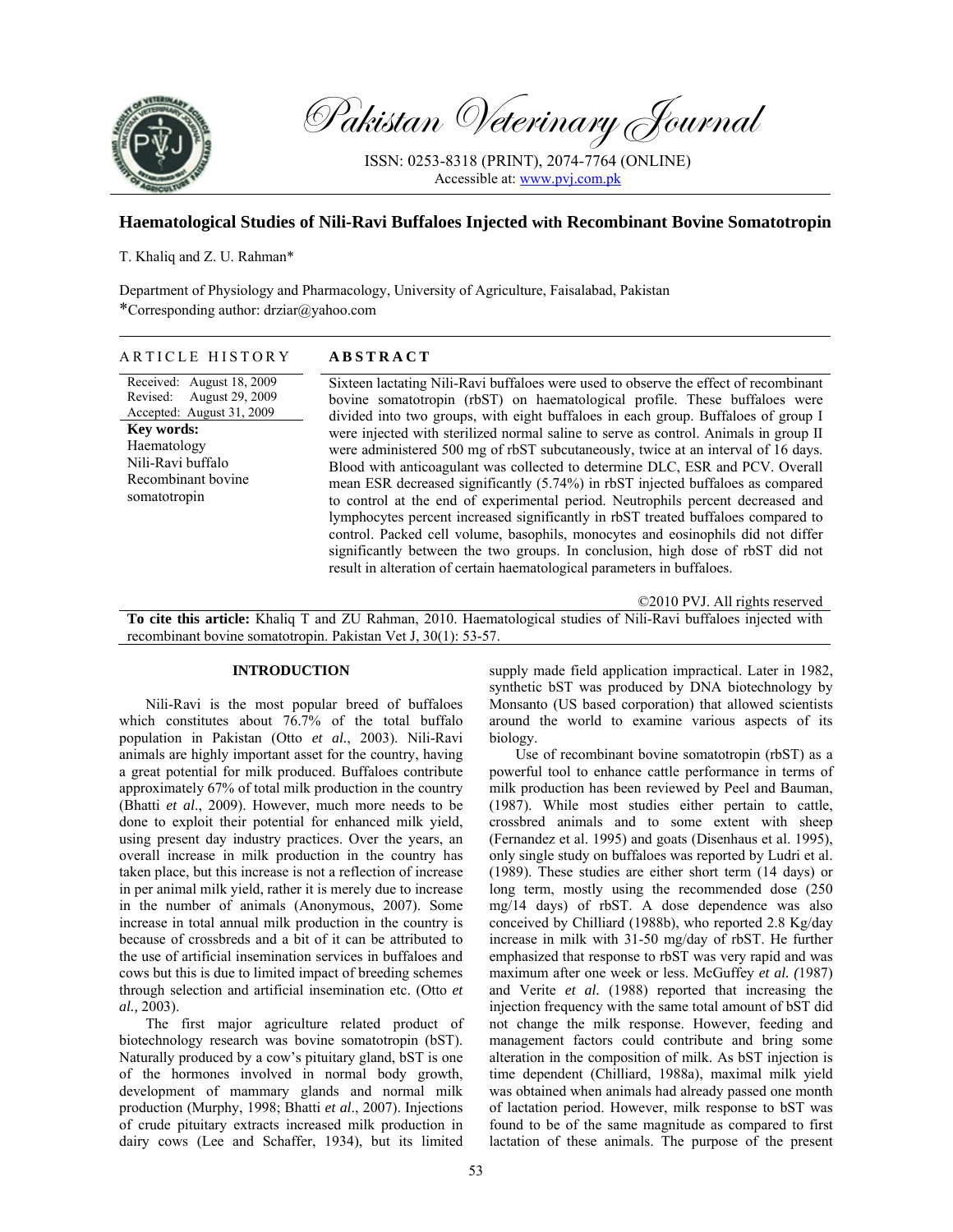# Pakistan Veterinary Journal

ISSN: 0253-8318 (PRINT), 2074-7764 (ONLINE)
Accessible at: www.pvj.com.pk

## Haematological Studies of Nili-Ravi Buffaloes Injected with Recombinant Bovine Somatotropin

T. Khaliq and Z. U. Rahman*

Department of Physiology and Pharmacology, University of Agriculture, Faisalabad, Pakistan
*Corresponding author: drziar@yahoo.com

**ARTICLE HISTORY**

Received: August 18, 2009
Revised: August 29, 2009
Accepted: August 31, 2009

**Key words:**
Haematology
Nili-Ravi buffalo
Recombinant bovine somatotropin

**ABSTRACT**

Sixteen lactating Nili-Ravi buffaloes were used to observe the effect of recombinant bovine somatotropin (rbST) on haematological profile. These buffaloes were divided into two groups, with eight buffaloes in each group. Buffaloes of group I were injected with sterilized normal saline to serve as control. Animals in group II were administered 500 mg of rbST subcutaneously, twice at an interval of 16 days. Blood with anticoagulant was collected to determine DLC, ESR and PCV. Overall mean ESR decreased significantly (5.74%) in rbST injected buffaloes as compared to control at the end of experimental period. Neutrophils percent decreased and lymphocytes percent increased significantly in rbST treated buffaloes compared to control. Packed cell volume, basophils, monocytes and eosinophils did not differ significantly between the two groups. In conclusion, high dose of rbST did not result in alteration of certain haematological parameters in buffaloes.

©2010 PVJ. All rights reserved

**To cite this article:** Khaliq T and ZU Rahman, 2010. Haematological studies of Nili-Ravi buffaloes injected with recombinant bovine somatotropin. Pakistan Vet J, 30(1): 53-57.

## INTRODUCTION

Nili-Ravi is the most popular breed of buffaloes which constitutes about 76.7% of the total buffalo population in Pakistan (Otto *et al.*, 2003). Nili-Ravi animals are highly important asset for the country, having a great potential for milk produced. Buffaloes contribute approximately 67% of total milk production in the country (Bhatti *et al*., 2009). However, much more needs to be done to exploit their potential for enhanced milk yield, using present day industry practices. Over the years, an overall increase in milk production in the country has taken place, but this increase is not a reflection of increase in per animal milk yield, rather it is merely due to increase in the number of animals (Anonymous, 2007). Some increase in total annual milk production in the country is because of crossbreds and a bit of it can be attributed to the use of artificial insemination services in buffaloes and cows but this is due to limited impact of breeding schemes through selection and artificial insemination etc. (Otto *et al.,* 2003).

The first major agriculture related product of biotechnology research was bovine somatotropin (bST). Naturally produced by a cow's pituitary gland, bST is one of the hormones involved in normal body growth, development of mammary glands and normal milk production (Murphy, 1998; Bhatti *et al*., 2007). Injections of crude pituitary extracts increased milk production in dairy cows (Lee and Schaffer, 1934), but its limited supply made field application impractical. Later in 1982, synthetic bST was produced by DNA biotechnology by Monsanto (US based corporation) that allowed scientists around the world to examine various aspects of its biology.

Use of recombinant bovine somatotropin (rbST) as a powerful tool to enhance cattle performance in terms of milk production has been reviewed by Peel and Bauman, (1987). While most studies either pertain to cattle, crossbred animals and to some extent with sheep (Fernandez et al. 1995) and goats (Disenhaus et al. 1995), only single study on buffaloes was reported by Ludri et al. (1989). These studies are either short term (14 days) or long term, mostly using the recommended dose (250 mg/14 days) of rbST. A dose dependence was also conceived by Chilliard (1988b), who reported 2.8 Kg/day increase in milk with 31-50 mg/day of rbST. He further emphasized that response to rbST was very rapid and was maximum after one week or less. McGuffey *et al. (*1987) and Verite *et al.* (1988) reported that increasing the injection frequency with the same total amount of bST did not change the milk response. However, feeding and management factors could contribute and bring some alteration in the composition of milk. As bST injection is time dependent (Chilliard, 1988a), maximal milk yield was obtained when animals had already passed one month of lactation period. However, milk response to bST was found to be of the same magnitude as compared to first lactation of these animals. The purpose of the present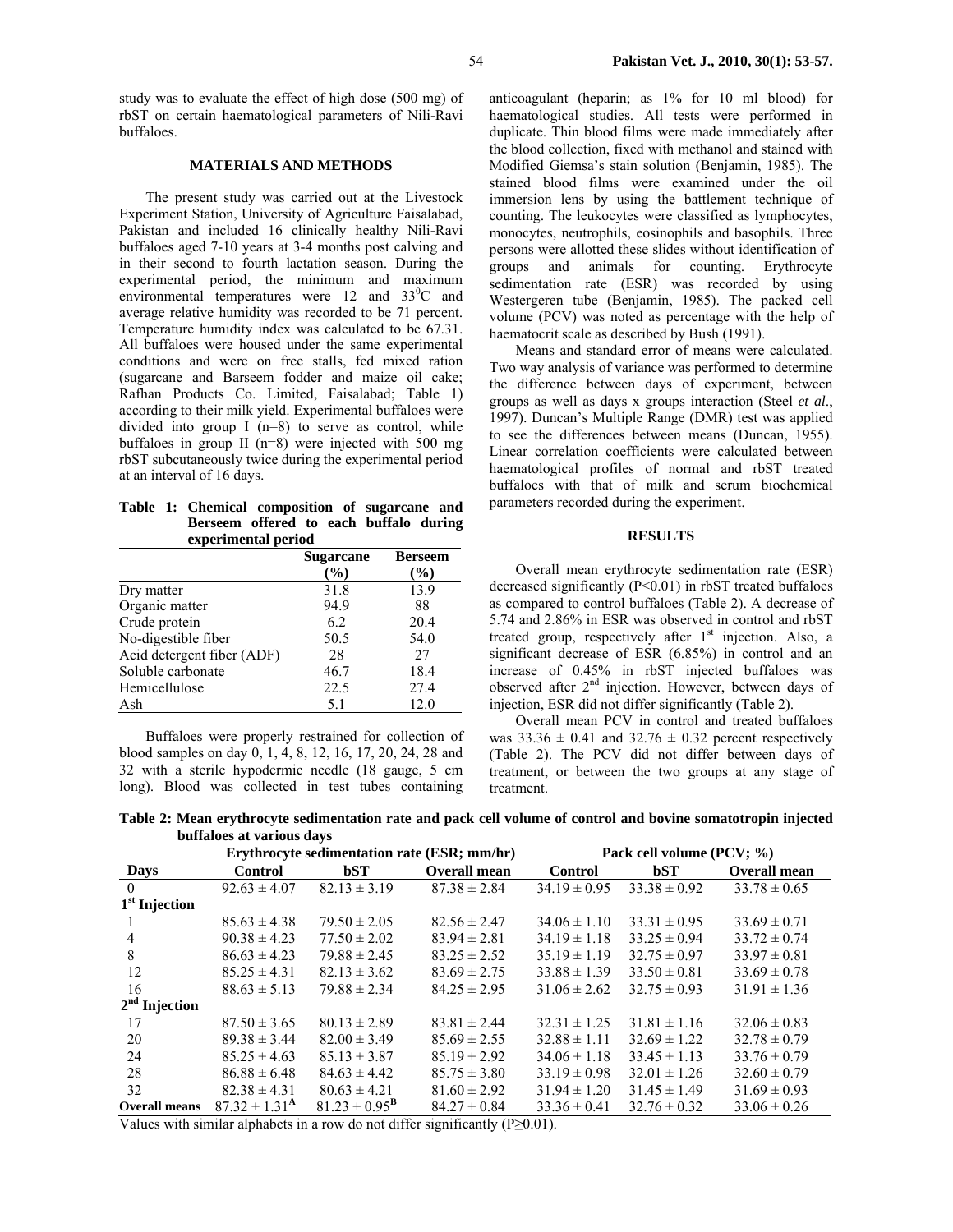study was to evaluate the effect of high dose (500 mg) of rbST on certain haematological parameters of Nili-Ravi buffaloes.

## MATERIALS AND METHODS

The present study was carried out at the Livestock Experiment Station, University of Agriculture Faisalabad, Pakistan and included 16 clinically healthy Nili-Ravi buffaloes aged 7-10 years at 3-4 months post calving and in their second to fourth lactation season. During the experimental period, the minimum and maximum environmental temperatures were 12 and 33$^0$C and average relative humidity was recorded to be 71 percent. Temperature humidity index was calculated to be 67.31. All buffaloes were housed under the same experimental conditions and were on free stalls, fed mixed ration (sugarcane and Barseem fodder and maize oil cake; Rafhan Products Co. Limited, Faisalabad; Table 1) according to their milk yield. Experimental buffaloes were divided into group I (n=8) to serve as control, while buffaloes in group II (n=8) were injected with 500 mg rbST subcutaneously twice during the experimental period at an interval of 16 days.

**Table 1: Chemical composition of sugarcane and Berseem offered to each buffalo during experimental period**

| | Sugarcane (%) | Berseem (%) |
|---|---|---|
| Dry matter | 31.8 | 13.9 |
| Organic matter | 94.9 | 88 |
| Crude protein | 6.2 | 20.4 |
| No-digestible fiber | 50.5 | 54.0 |
| Acid detergent fiber (ADF) | 28 | 27 |
| Soluble carbonate | 46.7 | 18.4 |
| Hemicellulose | 22.5 | 27.4 |
| Ash | 5.1 | 12.0 |

Buffaloes were properly restrained for collection of blood samples on day 0, 1, 4, 8, 12, 16, 17, 20, 24, 28 and 32 with a sterile hypodermic needle (18 gauge, 5 cm long). Blood was collected in test tubes containing anticoagulant (heparin; as 1% for 10 ml blood) for haematological studies. All tests were performed in duplicate. Thin blood films were made immediately after the blood collection, fixed with methanol and stained with Modified Giemsa's stain solution (Benjamin, 1985). The stained blood films were examined under the oil immersion lens by using the battlement technique of counting. The leukocytes were classified as lymphocytes, monocytes, neutrophils, eosinophils and basophils. Three persons were allotted these slides without identification of groups and animals for counting. Erythrocyte sedimentation rate (ESR) was recorded by using Westergeren tube (Benjamin, 1985). The packed cell volume (PCV) was noted as percentage with the help of haematocrit scale as described by Bush (1991).

Means and standard error of means were calculated. Two way analysis of variance was performed to determine the difference between days of experiment, between groups as well as days x groups interaction (Steel *et al*., 1997). Duncan's Multiple Range (DMR) test was applied to see the differences between means (Duncan, 1955). Linear correlation coefficients were calculated between haematological profiles of normal and rbST treated buffaloes with that of milk and serum biochemical parameters recorded during the experiment.

## RESULTS

Overall mean erythrocyte sedimentation rate (ESR) decreased significantly (P<0.01) in rbST treated buffaloes as compared to control buffaloes (Table 2). A decrease of 5.74 and 2.86% in ESR was observed in control and rbST treated group, respectively after 1$^{st}$ injection. Also, a significant decrease of ESR (6.85%) in control and an increase of 0.45% in rbST injected buffaloes was observed after 2$^{nd}$ injection. However, between days of injection, ESR did not differ significantly (Table 2).

Overall mean PCV in control and treated buffaloes was 33.36 ± 0.41 and 32.76 ± 0.32 percent respectively (Table 2). The PCV did not differ between days of treatment, or between the two groups at any stage of treatment.

**Table 2: Mean erythrocyte sedimentation rate and pack cell volume of control and bovine somatotropin injected buffaloes at various days**

| | Erythrocyte sedimentation rate (ESR; mm/hr) | | | Pack cell volume (PCV; %) | | |
|---|---|---|---|---|---|---|
| **Days** | **Control** | **bST** | **Overall mean** | **Control** | **bST** | **Overall mean** |
| 0 | 92.63 ± 4.07 | 82.13 ± 3.19 | 87.38 ± 2.84 | 34.19 ± 0.95 | 33.38 ± 0.92 | 33.78 ± 0.65 |
| **1$^{st}$ Injection** | | | | | | |
| 1 | 85.63 ± 4.38 | 79.50 ± 2.05 | 82.56 ± 2.47 | 34.06 ± 1.10 | 33.31 ± 0.95 | 33.69 ± 0.71 |
| 4 | 90.38 ± 4.23 | 77.50 ± 2.02 | 83.94 ± 2.81 | 34.19 ± 1.18 | 33.25 ± 0.94 | 33.72 ± 0.74 |
| 8 | 86.63 ± 4.23 | 79.88 ± 2.45 | 83.25 ± 2.52 | 35.19 ± 1.19 | 32.75 ± 0.97 | 33.97 ± 0.81 |
| 12 | 85.25 ± 4.31 | 82.13 ± 3.62 | 83.69 ± 2.75 | 33.88 ± 1.39 | 33.50 ± 0.81 | 33.69 ± 0.78 |
| 16 | 88.63 ± 5.13 | 79.88 ± 2.34 | 84.25 ± 2.95 | 31.06 ± 2.62 | 32.75 ± 0.93 | 31.91 ± 1.36 |
| **2$^{nd}$ Injection** | | | | | | |
| 17 | 87.50 ± 3.65 | 80.13 ± 2.89 | 83.81 ± 2.44 | 32.31 ± 1.25 | 31.81 ± 1.16 | 32.06 ± 0.83 |
| 20 | 89.38 ± 3.44 | 82.00 ± 3.49 | 85.69 ± 2.55 | 32.88 ± 1.11 | 32.69 ± 1.22 | 32.78 ± 0.79 |
| 24 | 85.25 ± 4.63 | 85.13 ± 3.87 | 85.19 ± 2.92 | 34.06 ± 1.18 | 33.45 ± 1.13 | 33.76 ± 0.79 |
| 28 | 86.88 ± 6.48 | 84.63 ± 4.42 | 85.75 ± 3.80 | 33.19 ± 0.98 | 32.01 ± 1.26 | 32.60 ± 0.79 |
| 32 | 82.38 ± 4.31 | 80.63 ± 4.21 | 81.60 ± 2.92 | 31.94 ± 1.20 | 31.45 ± 1.49 | 31.69 ± 0.93 |
| **Overall means** | 87.32 ± 1.31$^{A}$ | 81.23 ± 0.95$^{B}$ | 84.27 ± 0.84 | 33.36 ± 0.41 | 32.76 ± 0.32 | 33.06 ± 0.26 |

Values with similar alphabets in a row do not differ significantly (P≥0.01).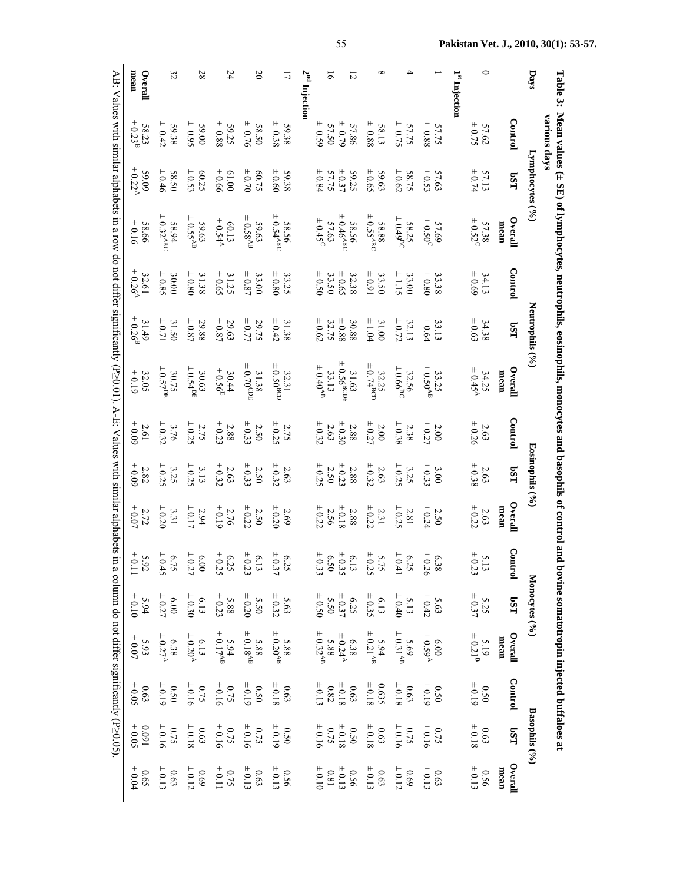**Table 3: Mean values (± SE) of lymphocytes, neutrophils, eosinophils, monocytes and basophils of control and bovine somatotropin injected buffaloes at various days**

| Days | Lymphocytes (%) | | | Neutrophils (%) | | | Eosinophils (%) | | | Monocytes (%) | | | Basophils (%) | | |
|---|---|---|---|---|---|---|---|---|---|---|---|---|---|---|---|
| | Control | bST | Overall mean | Control | bST | Overall mean | Control | bST | Overall mean | Control | bST | Overall mean | Control | bST | Overall mean |
| 0 | 57.62 ± 0.75 | 57.13 ± 0.74 | 57.38 ± 0.52$^{C}$ | 34.13 ± 0.69 | 34.38 ± 0.63 | 34.25 ± 0.45$^{A}$ | 2.63 ± 0.26 | 2.63 ± 0.38 | 2.63 ± 0.22 | 5.13 ± 0.23 | 5.25 ± 0.37 | 5.19 ± 0.21$^{B}$ | 0.50 ± 0.19 | 0.63 ± 0.18 | 0.56 ± 0.13 |
| **1$^{st}$ Injection** | | | | | | | | | | | | | | | |
| 1 | 57.75 ± 0.88 | 57.63 ± 0.53 | 57.69 ± 0.50$^{C}$ | 33.38 ± 0.80 | 33.13 ± 0.64 | 33.25 ± 0.50$^{AB}$ | 2.00 ± 0.27 | 3.00 ± 0.33 | 2.50 ± 0.24 | 6.38 ± 0.26 | 5.63 ± 0.42 | 6.00 ± 0.59$^{A}$ | 0.50 ± 0.19 | 0.75 ± 0.16 | 0.63 ± 0.13 |
| 4 | 57.75 ± 0.75 | 58.75 ± 0.62 | 58.25 ± 0.49$^{BC}$ | 33.00 ± 1.15 | 32.13 ± 0.72 | 32.56 ± 0.66$^{BC}$ | 2.38 ± 0.38 | 3.25 ± 0.25 | 2.81 ± 0.25 | 6.25 ± 0.41 | 5.13 ± 0.40 | 5.69 ± 0.31$^{AB}$ | 0.63 ± 0.18 | 0.75 ± 0.16 | 0.69 ± 0.12 |
| 8 | 58.13 ± 0.88 | 59.63 ± 0.65 | 58.88 ± 0.55$^{ABC}$ | 33.50 ± 0.91 | 31.00 ± 1.04 | 32.25 ± 0.74$^{BCD}$ | 2.00 ± 0.27 | 2.63 ± 0.32 | 2.31 ± 0.22 | 5.75 ± 0.25 | 6.13 ± 0.35 | 5.94 ± 0.21$^{AB}$ | 0.635 ± 0.18 | 0.63 ± 0.18 | 0.63 ± 0.13 |
| 12 | 57.86 ± 0.79 | 59.25 ± 0.37 | 58.56 ± 0.46$^{ABC}$ | 32.38 ± 0.65 | 30.88 ± 0.88 | 31.63 ± 0.56$^{BCDE}$ | 2.88 ± 0.30 | 2.88 ± 0.23 | 2.88 ± 0.18 | 6.13 ± 0.35 | 6.25 ± 0.37 | 6.38 ± 0.24$^{A}$ | 0.63 ± 0.18 | 0.50 ± 0.18 | 0.56 ± 0.13 |
| 16 | 57.50 ± 0.59 | 57.75 ± 0.84 | 57.63 ± 0.45$^{C}$ | 33.50 ± 0.50 | 32.75 ± 0.62 | 33.13 ± 0.40$^{AB}$ | 2.63 ± 0.32 | 2.50 ± 0.25 | 2.56 ± 0.22 | 6.50 ± 0.33 | 5.50 ± 0.50 | 5.88 ± 0.32$^{AB}$ | 0.82 ± 0.13 | 0.75 ± 0.16 | 0.81 ± 0.10 |
| **2$^{nd}$ Injection** | | | | | | | | | | | | | | | |
| 17 | 59.38 ± 0.38 | 59.38 ± 0.60 | 58.56 ± 0.54$^{ABC}$ | 33.25 ± 0.80 | 31.38 ± 0.42 | 32.31 ± 0.50$^{BCD}$ | 2.75 ± 0.25 | 2.63 ± 0.32 | 2.69 ± 0.20 | 6.25 ± 0.37 | 5.63 ± 0.32 | 5.88 ± 0.20$^{AB}$ | 0.63 ± 0.18 | 0.50 ± 0.19 | 0.56 ± 0.13 |
| 20 | 58.50 ± 0.76 | 60.75 ± 0.70 | 59.63 ± 0.58$^{AB}$ | 33.00 ± 0.87 | 29.75 ± 0.77 | 31.38 ± 0.70$^{CDE}$ | 2.50 ± 0.33 | 2.50 ± 0.33 | 2.50 ± 0.22 | 6.13 ± 0.23 | 5.50 ± 0.20 | 5.88 ± 0.18$^{AB}$ | 0.50 ± 0.19 | 0.75 ± 0.16 | 0.63 ± 0.13 |
| 24 | 59.25 ± 0.88 | 61.00 ± 0.66 | 60.13 ± 0.54$^{A}$ | 31.25 ± 0.65 | 29.63 ± 0.87 | 30.44 ± 0.56$^{E}$ | 2.88 ± 0.23 | 2.63 ± 0.32 | 2.76 ± 0.19 | 6.25 ± 0.25 | 5.88 ± 0.23 | 5.94 ± 0.17$^{AB}$ | 0.75 ± 0.16 | 0.75 ± 0.16 | 0.75 ± 0.11 |
| 28 | 59.00 ± 0.95 | 60.25 ± 0.53 | 59.63 ± 0.55$^{AB}$ | 31.38 ± 0.80 | 29.88 ± 0.87 | 30.63 ± 0.54$^{DE}$ | 2.75 ± 0.25 | 3.13 ± 0.25 | 2.94 ± 0.17 | 6.00 ± 0.27 | 6.13 ± 0.30 | 6.13 ± 0.20$^{A}$ | 0.75 ± 0.16 | 0.63 ± 0.18 | 0.69 ± 0.12 |
| 32 | 59.38 ± 0.42 | 58.50 ± 0.46 | 58.94 ± 0.32$^{ABC}$ | 30.00 ± 0.85 | 31.50 ± 0.71 | 30.75 ± 0.57$^{DE}$ | 3.76 ± 0.32 | 3.25 ± 0.25 | 3.31 ± 0.20 | 6.75 ± 0.45 | 6.00 ± 0.27 | 6.38 ± 0.27$^{A}$ | 0.50 ± 0.19 | 0.75 ± 0.16 | 0.63 ± 0.13 |
| **Overall mean** | 58.23 ± 0.23$^{B}$ | 59.09 ± 0.22$^{A}$ | 58.66 ± 0.16 | 32.61 ± 0.26$^{A}$ | 31.49 ± 0.26$^{B}$ | 32.05 ± 0.19 | 2.61 ± 0.09 | 2.82 ± 0.09 | 2.72 ± 0.07 | 5.92 ± 0.11 | 5.94 ± 0.10 | 5.93 ± 0.07 | 0.63 ± 0.05 | 0.091 ± 0.05 | 0.65 ± 0.04 |

AB: Values with similar alphabets in a row do not differ significantly ($P \geq 0.01$). A-E: Values with similar alphabets in a column do not differ significantly ($P \geq 0.05$).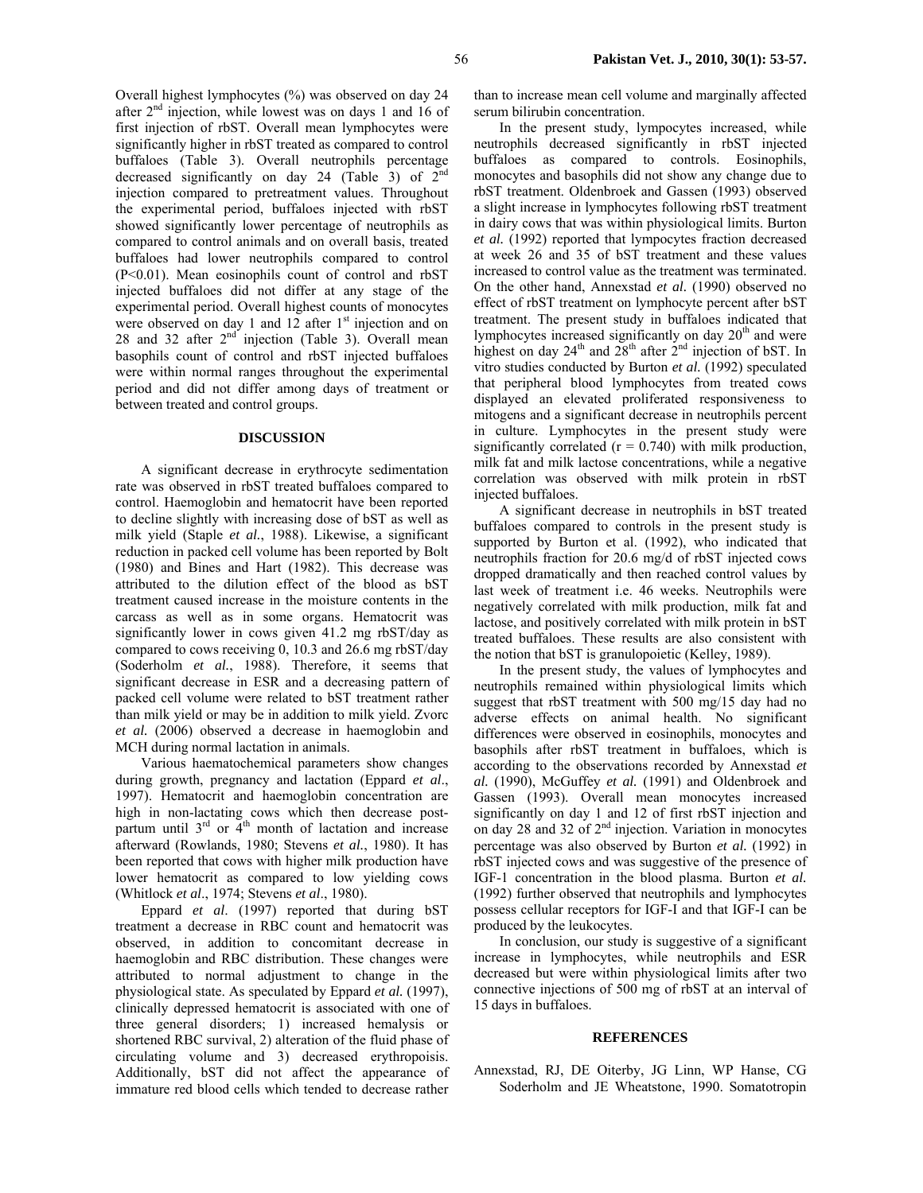Overall highest lymphocytes (%) was observed on day 24 after 2nd injection, while lowest was on days 1 and 16 of first injection of rbST. Overall mean lymphocytes were significantly higher in rbST treated as compared to control buffaloes (Table 3). Overall neutrophils percentage decreased significantly on day 24 (Table 3) of 2nd injection compared to pretreatment values. Throughout the experimental period, buffaloes injected with rbST showed significantly lower percentage of neutrophils as compared to control animals and on overall basis, treated buffaloes had lower neutrophils compared to control ($P<0.01$). Mean eosinophils count of control and rbST injected buffaloes did not differ at any stage of the experimental period. Overall highest counts of monocytes were observed on day 1 and 12 after 1st injection and on 28 and 32 after 2nd injection (Table 3). Overall mean basophils count of control and rbST injected buffaloes were within normal ranges throughout the experimental period and did not differ among days of treatment or between treated and control groups.

## DISCUSSION

A significant decrease in erythrocyte sedimentation rate was observed in rbST treated buffaloes compared to control. Haemoglobin and hematocrit have been reported to decline slightly with increasing dose of bST as well as milk yield (Staple *et al.*, 1988). Likewise, a significant reduction in packed cell volume has been reported by Bolt (1980) and Bines and Hart (1982). This decrease was attributed to the dilution effect of the blood as bST treatment caused increase in the moisture contents in the carcass as well as in some organs. Hematocrit was significantly lower in cows given 41.2 mg rbST/day as compared to cows receiving 0, 10.3 and 26.6 mg rbST/day (Soderholm *et al.*, 1988). Therefore, it seems that significant decrease in ESR and a decreasing pattern of packed cell volume were related to bST treatment rather than milk yield or may be in addition to milk yield. Zvorc *et al.* (2006) observed a decrease in haemoglobin and MCH during normal lactation in animals.

Various haematochemical parameters show changes during growth, pregnancy and lactation (Eppard *et al*., 1997). Hematocrit and haemoglobin concentration are high in non-lactating cows which then decrease post-partum until 3rd or 4th month of lactation and increase afterward (Rowlands, 1980; Stevens *et al.*, 1980). It has been reported that cows with higher milk production have lower hematocrit as compared to low yielding cows (Whitlock *et al*., 1974; Stevens *et al*., 1980).

Eppard *et al*. (1997) reported that during bST treatment a decrease in RBC count and hematocrit was observed, in addition to concomitant decrease in haemoglobin and RBC distribution. These changes were attributed to normal adjustment to change in the physiological state. As speculated by Eppard *et al.* (1997), clinically depressed hematocrit is associated with one of three general disorders; 1) increased hemalysis or shortened RBC survival, 2) alteration of the fluid phase of circulating volume and 3) decreased erythropoisis. Additionally, bST did not affect the appearance of immature red blood cells which tended to decrease rather than to increase mean cell volume and marginally affected serum bilirubin concentration.

In the present study, lympocytes increased, while neutrophils decreased significantly in rbST injected buffaloes as compared to controls. Eosinophils, monocytes and basophils did not show any change due to rbST treatment. Oldenbroek and Gassen (1993) observed a slight increase in lymphocytes following rbST treatment in dairy cows that was within physiological limits. Burton *et al.* (1992) reported that lympocytes fraction decreased at week 26 and 35 of bST treatment and these values increased to control value as the treatment was terminated. On the other hand, Annexstad *et al.* (1990) observed no effect of rbST treatment on lymphocyte percent after bST treatment. The present study in buffaloes indicated that lymphocytes increased significantly on day 20th and were highest on day 24th and 28th after 2nd injection of bST. In vitro studies conducted by Burton *et al.* (1992) speculated that peripheral blood lymphocytes from treated cows displayed an elevated proliferated responsiveness to mitogens and a significant decrease in neutrophils percent in culture. Lymphocytes in the present study were significantly correlated ($r = 0.740$) with milk production, milk fat and milk lactose concentrations, while a negative correlation was observed with milk protein in rbST injected buffaloes.

A significant decrease in neutrophils in bST treated buffaloes compared to controls in the present study is supported by Burton et al. (1992), who indicated that neutrophils fraction for 20.6 mg/d of rbST injected cows dropped dramatically and then reached control values by last week of treatment i.e. 46 weeks. Neutrophils were negatively correlated with milk production, milk fat and lactose, and positively correlated with milk protein in bST treated buffaloes. These results are also consistent with the notion that bST is granulopoietic (Kelley, 1989).

In the present study, the values of lymphocytes and neutrophils remained within physiological limits which suggest that rbST treatment with 500 mg/15 day had no adverse effects on animal health. No significant differences were observed in eosinophils, monocytes and basophils after rbST treatment in buffaloes, which is according to the observations recorded by Annexstad *et al.* (1990), McGuffey *et al.* (1991) and Oldenbroek and Gassen (1993). Overall mean monocytes increased significantly on day 1 and 12 of first rbST injection and on day 28 and 32 of 2nd injection. Variation in monocytes percentage was also observed by Burton *et al.* (1992) in rbST injected cows and was suggestive of the presence of IGF-1 concentration in the blood plasma. Burton *et al.* (1992) further observed that neutrophils and lymphocytes possess cellular receptors for IGF-I and that IGF-I can be produced by the leukocytes.

In conclusion, our study is suggestive of a significant increase in lymphocytes, while neutrophils and ESR decreased but were within physiological limits after two connective injections of 500 mg of rbST at an interval of 15 days in buffaloes.

## REFERENCES

Annexstad, RJ, DE Oiterby, JG Linn, WP Hanse, CG Soderholm and JE Wheatstone, 1990. Somatotropin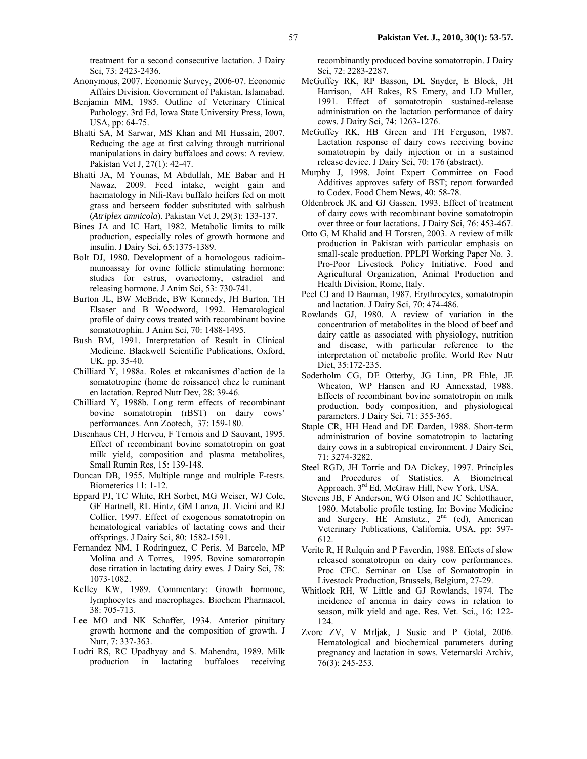treatment for a second consecutive lactation. J Dairy Sci, 73: 2423-2436.

Anonymous, 2007. Economic Survey, 2006-07. Economic Affairs Division. Government of Pakistan, Islamabad.

Benjamin MM, 1985. Outline of Veterinary Clinical Pathology. 3rd Ed, Iowa State University Press, Iowa, USA, pp: 64-75.

Bhatti SA, M Sarwar, MS Khan and MI Hussain, 2007. Reducing the age at first calving through nutritional manipulations in dairy buffaloes and cows: A review. Pakistan Vet J, 27(1): 42-47.

Bhatti JA, M Younas, M Abdullah, ME Babar and H Nawaz, 2009. Feed intake, weight gain and haematology in Nili-Ravi buffalo heifers fed on mott grass and berseem fodder substituted with saltbush (*Atriplex amnicola*). Pakistan Vet J, 29(3): 133-137.

Bines JA and IC Hart, 1982. Metabolic limits to milk production, especially roles of growth hormone and insulin. J Dairy Sci, 65:1375-1389.

Bolt DJ, 1980. Development of a homologous radioimmunoassay for ovine follicle stimulating hormone: studies for estrus, ovariectomy, estradiol and releasing hormone. J Anim Sci, 53: 730-741.

Burton JL, BW McBride, BW Kennedy, JH Burton, TH Elsaser and B Woodword, 1992. Hematological profile of dairy cows treated with recombinant bovine somatotrophin. J Anim Sci, 70: 1488-1495.

Bush BM, 1991. Interpretation of Result in Clinical Medicine. Blackwell Scientific Publications, Oxford, UK. pp. 35-40.

Chilliard Y, 1988a. Roles et mkcanismes d'action de la somatotropine (home de roissance) chez le ruminant en lactation. Reprod Nutr Dev, 28: 39-46.

Chilliard Y, 1988b. Long term effects of recombinant bovine somatotropin (rBST) on dairy cows' performances. Ann Zootech, 37: 159-180.

Disenhaus CH, J Herveu, F Ternois and D Sauvant, 1995. Effect of recombinant bovine somatotropin on goat milk yield, composition and plasma metabolites, Small Rumin Res, 15: 139-148.

Duncan DB, 1955. Multiple range and multiple F-tests. Biometerics 11: 1-12.

Eppard PJ, TC White, RH Sorbet, MG Weiser, WJ Cole, GF Hartnell, RL Hintz, GM Lanza, JL Vicini and RJ Collier, 1997. Effect of exogenous somatotropin on hematological variables of lactating cows and their offsprings. J Dairy Sci, 80: 1582-1591.

Fernandez NM, I Rodringuez, C Peris, M Barcelo, MP Molina and A Torres, 1995. Bovine somatotropin dose titration in lactating dairy ewes. J Dairy Sci, 78: 1073-1082.

Kelley KW, 1989. Commentary: Growth hormone, lymphocytes and macrophages. Biochem Pharmacol, 38: 705-713.

Lee MO and NK Schaffer, 1934. Anterior pituitary growth hormone and the composition of growth. J Nutr, 7: 337-363.

Ludri RS, RC Upadhyay and S. Mahendra, 1989. Milk production in lactating buffaloes receiving recombinantly produced bovine somatotropin. J Dairy Sci, 72: 2283-2287.

McGuffey RK, RP Basson, DL Snyder, E Block, JH Harrison, AH Rakes, RS Emery, and LD Muller, 1991. Effect of somatotropin sustained-release administration on the lactation performance of dairy cows. J Dairy Sci, 74: 1263-1276.

McGuffey RK, HB Green and TH Ferguson, 1987. Lactation response of dairy cows receiving bovine somatotropin by daily injection or in a sustained release device. J Dairy Sci, 70: 176 (abstract).

Murphy J, 1998. Joint Expert Committee on Food Additives approves safety of BST; report forwarded to Codex. Food Chem News, 40: 58-78.

Oldenbroek JK and GJ Gassen, 1993. Effect of treatment of dairy cows with recombinant bovine somatotropin over three or four lactations. J Dairy Sci, 76: 453-467.

Otto G, M Khalid and H Torsten, 2003. A review of milk production in Pakistan with particular emphasis on small-scale production. PPLPI Working Paper No. 3. Pro-Poor Livestock Policy Initiative. Food and Agricultural Organization, Animal Production and Health Division, Rome, Italy.

Peel CJ and D Bauman, 1987. Erythrocytes, somatotropin and lactation. J Dairy Sci, 70: 474-486.

Rowlands GJ, 1980. A review of variation in the concentration of metabolites in the blood of beef and dairy cattle as associated with physiology, nutrition and disease, with particular reference to the interpretation of metabolic profile. World Rev Nutr Diet, 35:172-235.

Soderholm CG, DE Otterby, JG Linn, PR Ehle, JE Wheaton, WP Hansen and RJ Annexstad, 1988. Effects of recombinant bovine somatotropin on milk production, body composition, and physiological parameters. J Dairy Sci, 71: 355-365.

Staple CR, HH Head and DE Darden, 1988. Short-term administration of bovine somatotropin to lactating dairy cows in a subtropical environment. J Dairy Sci, 71: 3274-3282.

Steel RGD, JH Torrie and DA Dickey, 1997. Principles and Procedures of Statistics. A Biometrical Approach. 3rd Ed, McGraw Hill, New York, USA.

Stevens JB, F Anderson, WG Olson and JC Schlotthauer, 1980. Metabolic profile testing. In: Bovine Medicine and Surgery. HE Amstutz., 2nd (ed), American Veterinary Publications, California, USA, pp: 597-612.

Verite R, H Rulquin and P Faverdin, 1988. Effects of slow released somatotropin on dairy cow performances. Proc CEC. Seminar on Use of Somatotropin in Livestock Production, Brussels, Belgium, 27-29.

Whitlock RH, W Little and GJ Rowlands, 1974. The incidence of anemia in dairy cows in relation to season, milk yield and age. Res. Vet. Sci., 16: 122-124.

Zvorc ZV, V Mrljak, J Susic and P Gotal, 2006. Hematological and biochemical parameters during pregnancy and lactation in sows. Veternarski Archiv, 76(3): 245-253.